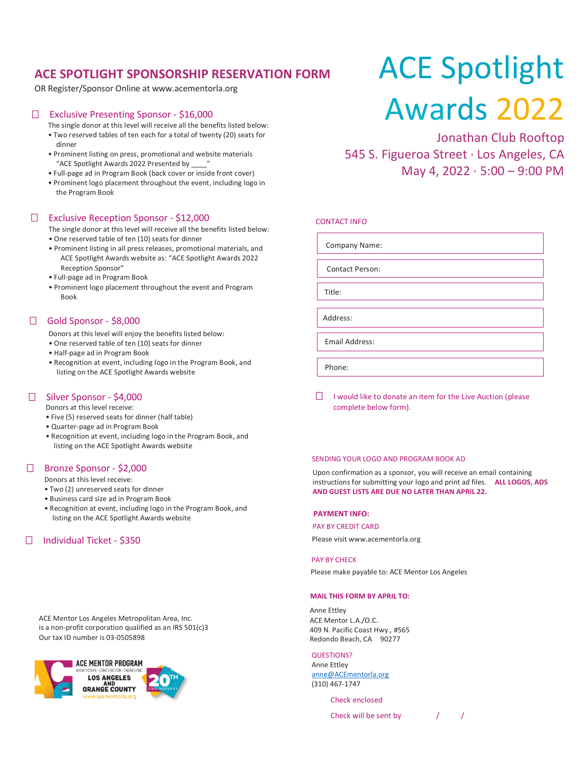# ACE Spotlight Awards 2022

Jonathan Club Rooftop
545 S. Figueroa Street · Los Angeles, CA
May 4, 2022 · 5:00 – 9:00 PM

## ACE SPOTLIGHT SPONSORSHIP RESERVATION FORM

OR Register/Sponsor Online at www.acementorla.org

### ☐ Exclusive Presenting Sponsor - $16,000

The single donor at this level will receive all the benefits listed below:

- Two reserved tables of ten each for a total of twenty (20) seats for dinner
- Prominent listing on press, promotional and website materials "ACE Spotlight Awards 2022 Presented by ____"
- Full-page ad in Program Book (back cover or inside front cover)
- Prominent logo placement throughout the event, including logo in the Program Book

### ☐ Exclusive Reception Sponsor - $12,000

The single donor at this level will receive all the benefits listed below:

- One reserved table of ten (10) seats for dinner
- Prominent listing in all press releases, promotional materials, and ACE Spotlight Awards website as: "ACE Spotlight Awards 2022 Reception Sponsor"
- Full-page ad in Program Book
- Prominent logo placement throughout the event and Program Book

### ☐ Gold Sponsor - $8,000

Donors at this level will enjoy the benefits listed below:

- One reserved table of ten (10) seats for dinner
- Half-page ad in Program Book
- Recognition at event, including logo in the Program Book, and listing on the ACE Spotlight Awards website

### ☐ Silver Sponsor - $4,000

Donors at this level receive:

- Five (5) reserved seats for dinner (half table)
- Quarter-page ad in Program Book
- Recognition at event, including logo in the Program Book, and listing on the ACE Spotlight Awards website

### ☐ Bronze Sponsor - $2,000

Donors at this level receive:

- Two (2) unreserved seats for dinner
- Business card size ad in Program Book
- Recognition at event, including logo in the Program Book, and listing on the ACE Spotlight Awards website

### ☐ Individual Ticket - $350

ACE Mentor Los Angeles Metropolitan Area, Inc. is a non-profit corporation qualified as an IRS 501(c)3
Our tax ID number is 03-0505898

ACE MENTOR PROGRAM
ARCHITECTURE · CONSTRUCTION · ENGINEERING
LOS ANGELES AND ORANGE COUNTY
www.acementorla.org
20TH ANNIVERSARY

## CONTACT INFO

Company Name:

Contact Person:

Title:

Address:

Email Address:

Phone:

☐ I would like to donate an item for the Live Auction (please complete below form).

## SENDING YOUR LOGO AND PROGRAM BOOK AD

Upon confirmation as a sponsor, you will receive an email containing instructions for submitting your logo and print ad files. **ALL LOGOS, ADS AND GUEST LISTS ARE DUE NO LATER THAN APRIL 22.**

## PAYMENT INFO:

PAY BY CREDIT CARD

Please visit www.acementorla.org

PAY BY CHECK

Please make payable to: ACE Mentor Los Angeles

**MAIL THIS FORM BY APRIL TO:**

Anne Ettley
ACE Mentor L.A./O.C.
409 N. Pacific Coast Hwy., #565
Redondo Beach, CA 90277

QUESTIONS?

Anne Ettley
anne@ACEmentorla.org
(310) 467-1747

Check enclosed

Check will be sent by ____ / ____ / ____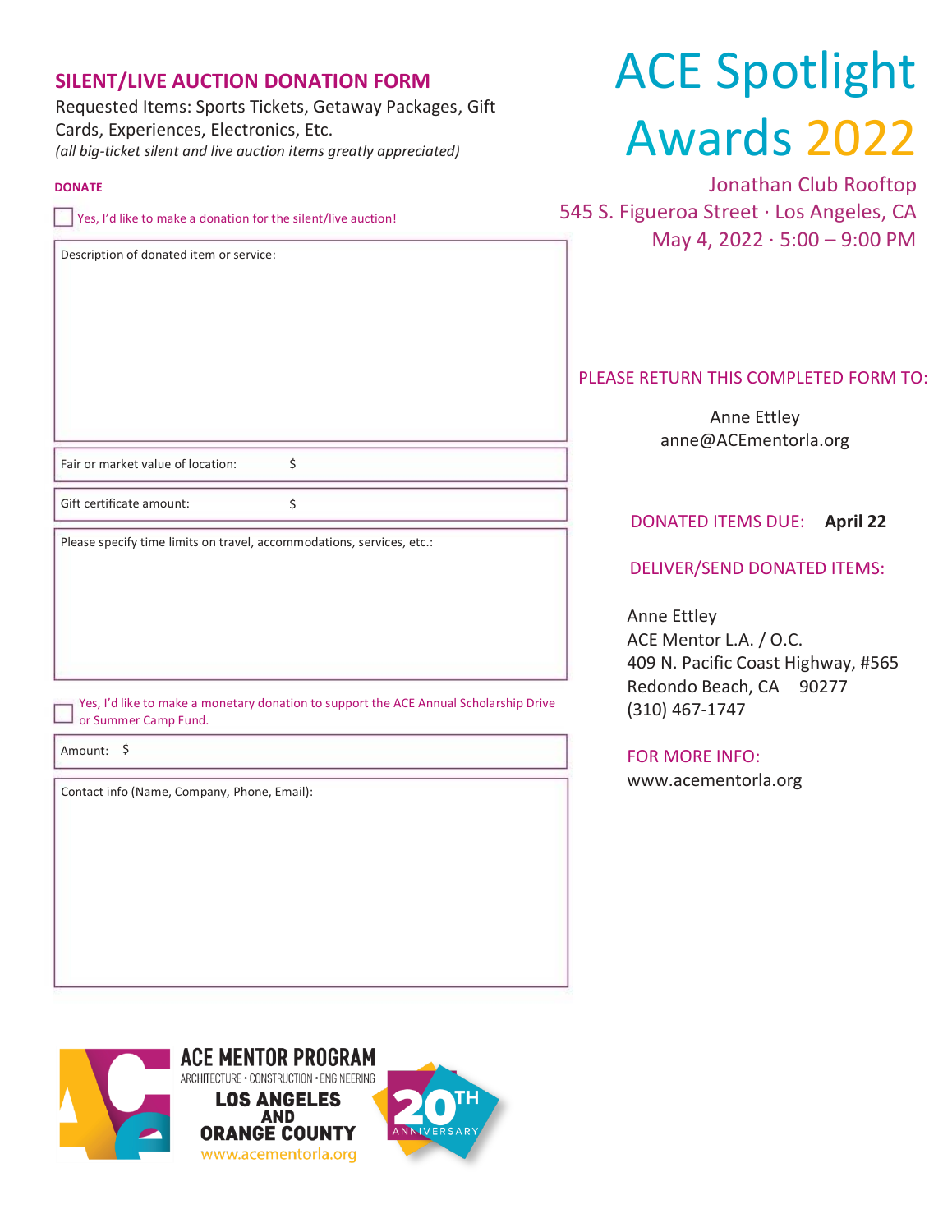# ACE Spotlight Awards 2022

Jonathan Club Rooftop
545 S. Figueroa Street · Los Angeles, CA
May 4, 2022 · 5:00 – 9:00 PM

## SILENT/LIVE AUCTION DONATION FORM

Requested Items: Sports Tickets, Getaway Packages, Gift Cards, Experiences, Electronics, Etc.
*(all big-ticket silent and live auction items greatly appreciated)*

**DONATE**

☐ Yes, I'd like to make a donation for the silent/live auction!

Description of donated item or service:

Fair or market value of location: $

Gift certificate amount: $

Please specify time limits on travel, accommodations, services, etc.:

☐ Yes, I'd like to make a monetary donation to support the ACE Annual Scholarship Drive or Summer Camp Fund.

Amount: $

Contact info (Name, Company, Phone, Email):

PLEASE RETURN THIS COMPLETED FORM TO:

Anne Ettley
anne@ACEmentorla.org

DONATED ITEMS DUE: **April 22**

DELIVER/SEND DONATED ITEMS:

Anne Ettley
ACE Mentor L.A. / O.C.
409 N. Pacific Coast Highway, #565
Redondo Beach, CA 90277
(310) 467-1747

FOR MORE INFO:
www.acementorla.org

ACE MENTOR PROGRAM
ARCHITECTURE • CONSTRUCTION • ENGINEERING
LOS ANGELES AND ORANGE COUNTY
www.acementorla.org

20TH ANNIVERSARY